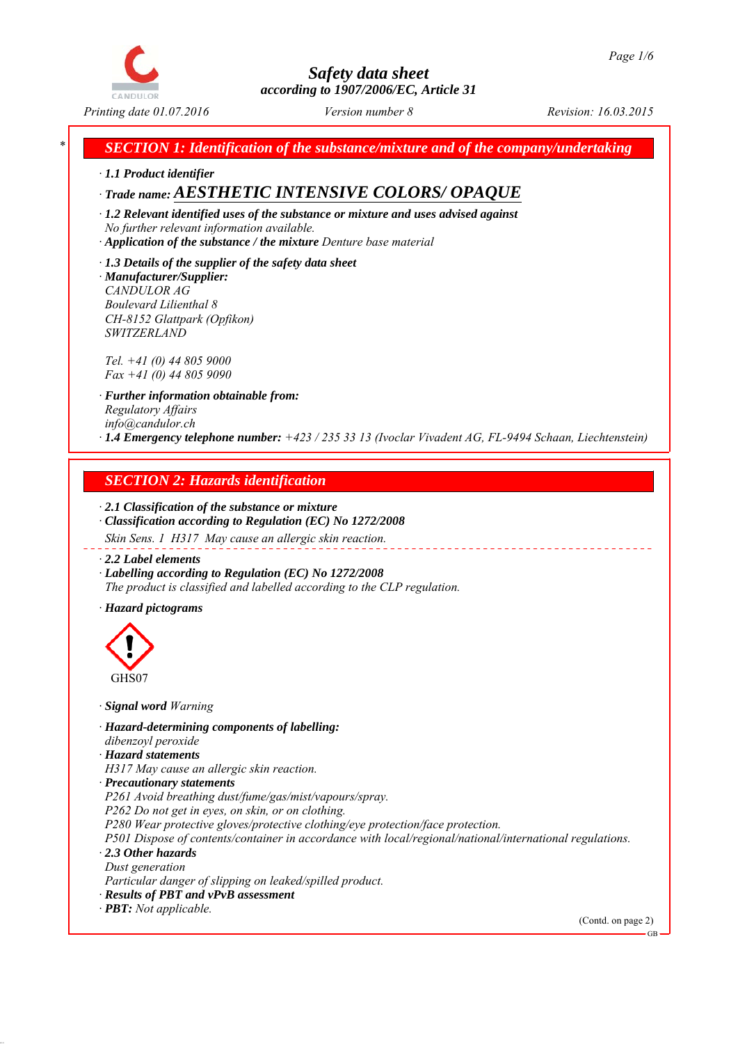# Safety data sheet

according to 1907/2006/EC, Article 31

Printing date 01.07.2016 | Version number 8 | Revision: 16.03.2015

## SECTION 1: Identification of the substance/mixture and of the company/undertaking

· **1.1 Product identifier**

· **Trade name: AESTHETIC INTENSIVE COLORS/ OPAQUE**

· **1.2 Relevant identified uses of the substance or mixture and uses advised against**
No further relevant information available.

· **Application of the substance / the mixture** Denture base material

· **1.3 Details of the supplier of the safety data sheet**

· **Manufacturer/Supplier:**
CANDULOR AG
Boulevard Lilienthal 8
CH-8152 Glattpark (Opfikon)
SWITZERLAND

Tel. +41 (0) 44 805 9000
Fax +41 (0) 44 805 9090

· **Further information obtainable from:**
Regulatory Affairs
info@candulor.ch

· **1.4 Emergency telephone number:** +423 / 235 33 13 (Ivoclar Vivadent AG, FL-9494 Schaan, Liechtenstein)

## SECTION 2: Hazards identification

· **2.1 Classification of the substance or mixture**

· **Classification according to Regulation (EC) No 1272/2008**

Skin Sens. 1 H317 May cause an allergic skin reaction.

· **2.2 Label elements**

· **Labelling according to Regulation (EC) No 1272/2008**
The product is classified and labelled according to the CLP regulation.

· **Hazard pictograms**

GHS07

· **Signal word** Warning

· **Hazard-determining components of labelling:**
dibenzoyl peroxide

· **Hazard statements**
H317 May cause an allergic skin reaction.

· **Precautionary statements**
P261 Avoid breathing dust/fume/gas/mist/vapours/spray.
P262 Do not get in eyes, on skin, or on clothing.
P280 Wear protective gloves/protective clothing/eye protection/face protection.
P501 Dispose of contents/container in accordance with local/regional/national/international regulations.

· **2.3 Other hazards**
Dust generation
Particular danger of slipping on leaked/spilled product.

· **Results of PBT and vPvB assessment**

· **PBT:** Not applicable.

(Contd. on page 2)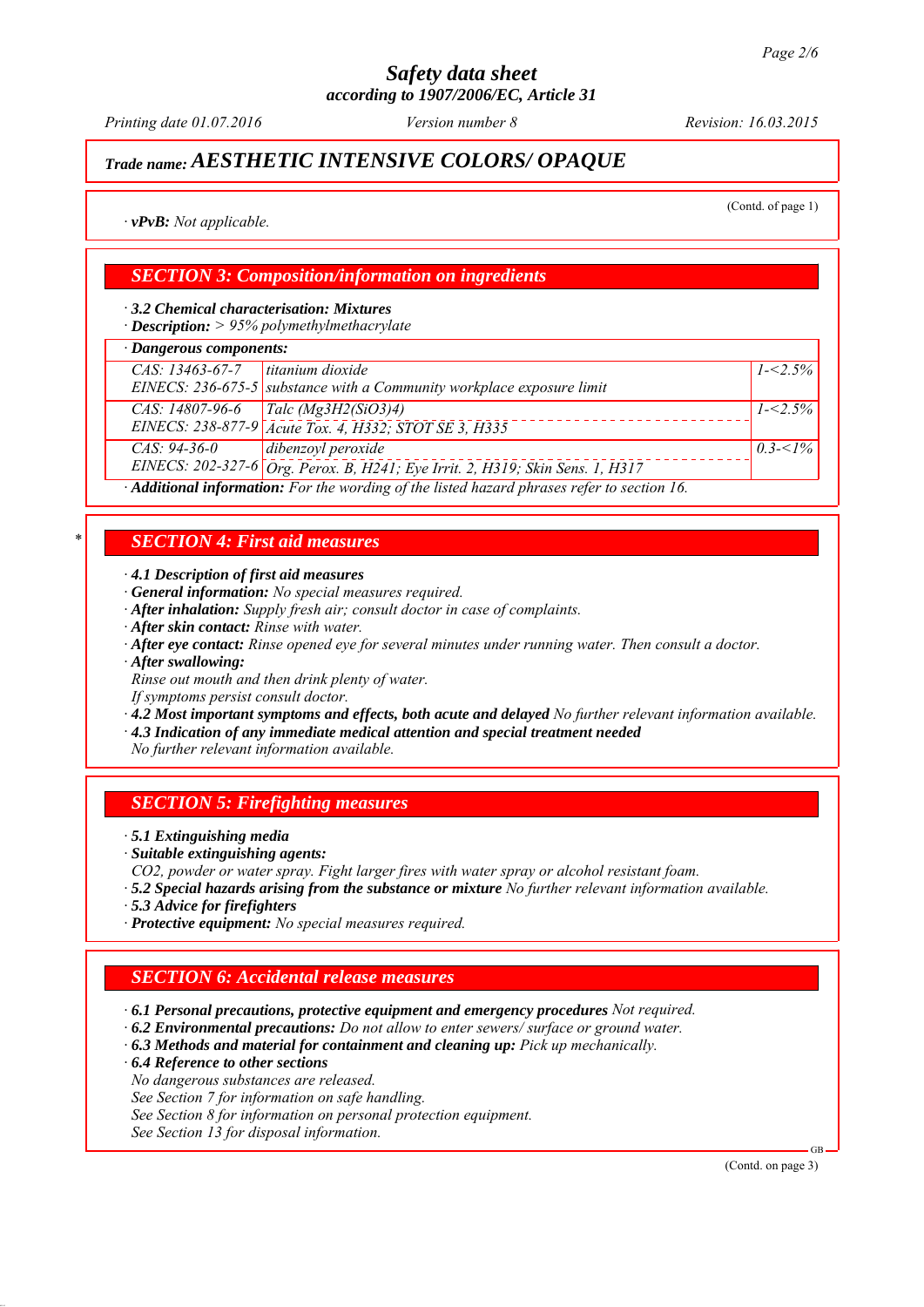# Safety data sheet
### according to 1907/2006/EC, Article 31

*Printing date 01.07.2016* *Version number 8* *Revision: 16.03.2015*

## Trade name: AESTHETIC INTENSIVE COLORS/ OPAQUE

(Contd. of page 1)

· **vPvB:** *Not applicable.*

## SECTION 3: Composition/information on ingredients

· **3.2 Chemical characterisation: Mixtures**
· **Description:** *> 95% polymethylmethacrylate*

· **Dangerous components:**

| | | |
|---|---|---|
| CAS: 13463-67-7<br>EINECS: 236-675-5 | titanium dioxide<br>substance with a Community workplace exposure limit | 1-<2.5% |
| CAS: 14807-96-6<br>EINECS: 238-877-9 | Talc ($Mg3H2(SiO3)4$)<br>Acute Tox. 4, H332; STOT SE 3, H335 | 1-<2.5% |
| CAS: 94-36-0<br>EINECS: 202-327-6 | dibenzoyl peroxide<br>Org. Perox. B, H241; Eye Irrit. 2, H319; Skin Sens. 1, H317 | 0.3-<1% |

· **Additional information:** *For the wording of the listed hazard phrases refer to section 16.*

## * SECTION 4: First aid measures

· **4.1 Description of first aid measures**
· **General information:** *No special measures required.*
· **After inhalation:** *Supply fresh air; consult doctor in case of complaints.*
· **After skin contact:** *Rinse with water.*
· **After eye contact:** *Rinse opened eye for several minutes under running water. Then consult a doctor.*
· **After swallowing:**
*Rinse out mouth and then drink plenty of water.*
*If symptoms persist consult doctor.*
· **4.2 Most important symptoms and effects, both acute and delayed** *No further relevant information available.*
· **4.3 Indication of any immediate medical attention and special treatment needed**
*No further relevant information available.*

## SECTION 5: Firefighting measures

· **5.1 Extinguishing media**
· **Suitable extinguishing agents:**
*$CO_2$, powder or water spray. Fight larger fires with water spray or alcohol resistant foam.*
· **5.2 Special hazards arising from the substance or mixture** *No further relevant information available.*
· **5.3 Advice for firefighters**
· **Protective equipment:** *No special measures required.*

## SECTION 6: Accidental release measures

· **6.1 Personal precautions, protective equipment and emergency procedures** *Not required.*
· **6.2 Environmental precautions:** *Do not allow to enter sewers/ surface or ground water.*
· **6.3 Methods and material for containment and cleaning up:** *Pick up mechanically.*
· **6.4 Reference to other sections**
*No dangerous substances are released.*
*See Section 7 for information on safe handling.*
*See Section 8 for information on personal protection equipment.*
*See Section 13 for disposal information.*

(Contd. on page 3)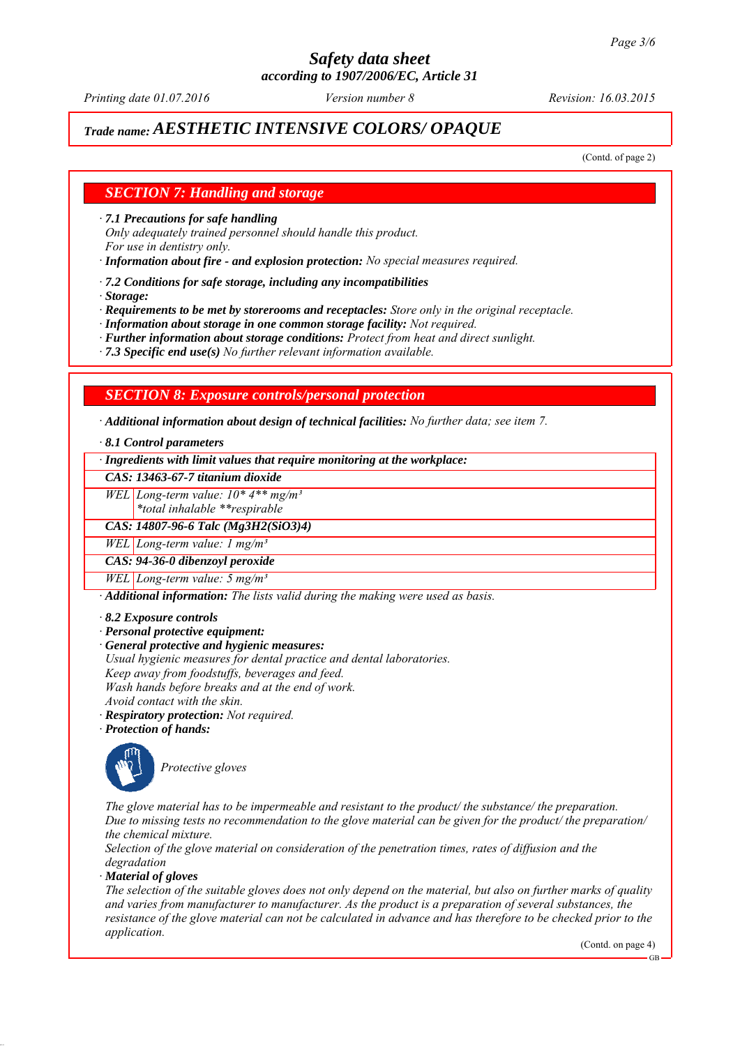# Safety data sheet
**according to 1907/2006/EC, Article 31**

*Printing date 01.07.2016* *Version number 8* *Revision: 16.03.2015*

## Trade name: AESTHETIC INTENSIVE COLORS/ OPAQUE

(Contd. of page 2)

## SECTION 7: Handling and storage

· **7.1 Precautions for safe handling**
Only adequately trained personnel should handle this product.
For use in dentistry only.
· **Information about fire - and explosion protection:** No special measures required.

· **7.2 Conditions for safe storage, including any incompatibilities**
· **Storage:**
· **Requirements to be met by storerooms and receptacles:** Store only in the original receptacle.
· **Information about storage in one common storage facility:** Not required.
· **Further information about storage conditions:** Protect from heat and direct sunlight.
· **7.3 Specific end use(s)** No further relevant information available.

## SECTION 8: Exposure controls/personal protection

· **Additional information about design of technical facilities:** No further data; see item 7.

· **8.1 Control parameters**

| · Ingredients with limit values that require monitoring at the workplace: | |
|---|---|
| **CAS: 13463-67-7 titanium dioxide** | |
| WEL | Long-term value: 10* 4** mg/m³<br>*total inhalable **respirable |
| **CAS: 14807-96-6 Talc (Mg3H2(SiO3)4)** | |
| WEL | Long-term value: 1 mg/m³ |
| **CAS: 94-36-0 dibenzoyl peroxide** | |
| WEL | Long-term value: 5 mg/m³ |

· **Additional information:** The lists valid during the making were used as basis.

· **8.2 Exposure controls**
· **Personal protective equipment:**
· **General protective and hygienic measures:**
Usual hygienic measures for dental practice and dental laboratories.
Keep away from foodstuffs, beverages and feed.
Wash hands before breaks and at the end of work.
Avoid contact with the skin.
· **Respiratory protection:** Not required.
· **Protection of hands:**

Protective gloves

The glove material has to be impermeable and resistant to the product/ the substance/ the preparation.
Due to missing tests no recommendation to the glove material can be given for the product/ the preparation/ the chemical mixture.
Selection of the glove material on consideration of the penetration times, rates of diffusion and the degradation
· **Material of gloves**
The selection of the suitable gloves does not only depend on the material, but also on further marks of quality and varies from manufacturer to manufacturer. As the product is a preparation of several substances, the resistance of the glove material can not be calculated in advance and has therefore to be checked prior to the application.

(Contd. on page 4)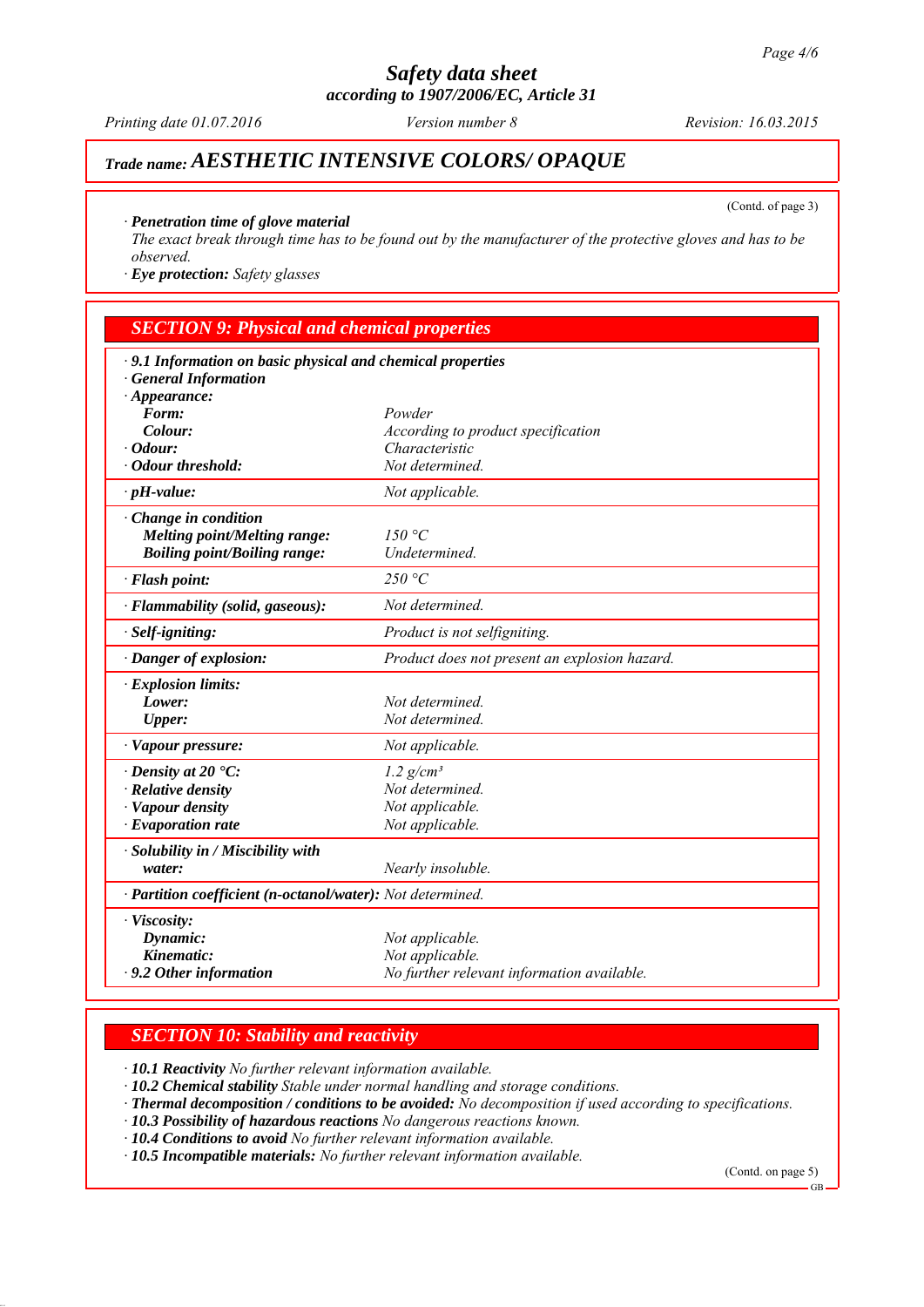# Safety data sheet
**according to 1907/2006/EC, Article 31**

*Printing date 01.07.2016* *Version number 8* *Revision: 16.03.2015*

## *Trade name:* ***AESTHETIC INTENSIVE COLORS/ OPAQUE***

(Contd. of page 3)

· ***Penetration time of glove material***
*The exact break through time has to be found out by the manufacturer of the protective gloves and has to be observed.*
· ***Eye protection:*** *Safety glasses*

## *SECTION 9: Physical and chemical properties*

· ***9.1 Information on basic physical and chemical properties***
· ***General Information***

| | |
|---|---|
| · **Appearance:** | |
| **Form:** | *Powder* |
| **Colour:** | *According to product specification* |
| · **Odour:** | *Characteristic* |
| · **Odour threshold:** | *Not determined.* |
| · **pH-value:** | *Not applicable.* |
| · **Change in condition** | |
| **Melting point/Melting range:** | *150 °C* |
| **Boiling point/Boiling range:** | *Undetermined.* |
| · **Flash point:** | *250 °C* |
| · **Flammability (solid, gaseous):** | *Not determined.* |
| · **Self-igniting:** | *Product is not selfigniting.* |
| · **Danger of explosion:** | *Product does not present an explosion hazard.* |
| · **Explosion limits:** | |
| **Lower:** | *Not determined.* |
| **Upper:** | *Not determined.* |
| · **Vapour pressure:** | *Not applicable.* |
| · **Density at 20 °C:** | *1.2 g/cm³* |
| · **Relative density** | *Not determined.* |
| · **Vapour density** | *Not applicable.* |
| · **Evaporation rate** | *Not applicable.* |
| · **Solubility in / Miscibility with** | |
| **water:** | *Nearly insoluble.* |
| · **Partition coefficient (n-octanol/water):** | *Not determined.* |
| · **Viscosity:** | |
| **Dynamic:** | *Not applicable.* |
| **Kinematic:** | *Not applicable.* |
| · **9.2 Other information** | *No further relevant information available.* |

## *SECTION 10: Stability and reactivity*

· ***10.1 Reactivity*** *No further relevant information available.*
· ***10.2 Chemical stability*** *Stable under normal handling and storage conditions.*
· ***Thermal decomposition / conditions to be avoided:*** *No decomposition if used according to specifications.*
· ***10.3 Possibility of hazardous reactions*** *No dangerous reactions known.*
· ***10.4 Conditions to avoid*** *No further relevant information available.*
· ***10.5 Incompatible materials:*** *No further relevant information available.*

(Contd. on page 5)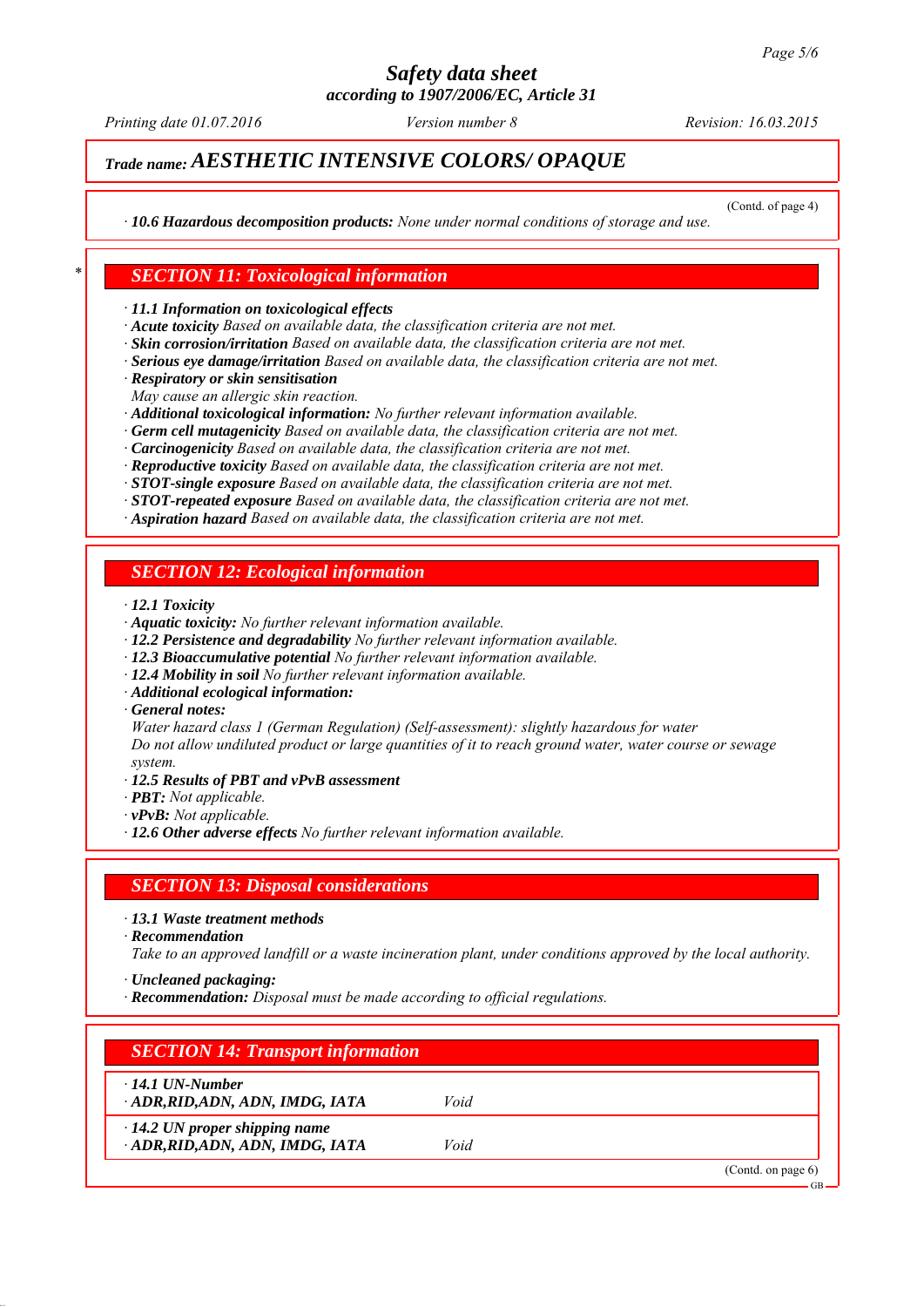## Trade name: AESTHETIC INTENSIVE COLORS/ OPAQUE

(Contd. of page 4)

· **10.6 Hazardous decomposition products:** *None under normal conditions of storage and use.*

## * SECTION 11: Toxicological information

· **11.1 Information on toxicological effects**
· **Acute toxicity** *Based on available data, the classification criteria are not met.*
· **Skin corrosion/irritation** *Based on available data, the classification criteria are not met.*
· **Serious eye damage/irritation** *Based on available data, the classification criteria are not met.*
· **Respiratory or skin sensitisation**
*May cause an allergic skin reaction.*
· **Additional toxicological information:** *No further relevant information available.*
· **Germ cell mutagenicity** *Based on available data, the classification criteria are not met.*
· **Carcinogenicity** *Based on available data, the classification criteria are not met.*
· **Reproductive toxicity** *Based on available data, the classification criteria are not met.*
· **STOT-single exposure** *Based on available data, the classification criteria are not met.*
· **STOT-repeated exposure** *Based on available data, the classification criteria are not met.*
· **Aspiration hazard** *Based on available data, the classification criteria are not met.*

## SECTION 12: Ecological information

· **12.1 Toxicity**
· **Aquatic toxicity:** *No further relevant information available.*
· **12.2 Persistence and degradability** *No further relevant information available.*
· **12.3 Bioaccumulative potential** *No further relevant information available.*
· **12.4 Mobility in soil** *No further relevant information available.*
· **Additional ecological information:**
· **General notes:**
*Water hazard class 1 (German Regulation) (Self-assessment): slightly hazardous for water*
*Do not allow undiluted product or large quantities of it to reach ground water, water course or sewage system.*
· **12.5 Results of PBT and vPvB assessment**
· **PBT:** *Not applicable.*
· **vPvB:** *Not applicable.*
· **12.6 Other adverse effects** *No further relevant information available.*

## SECTION 13: Disposal considerations

· **13.1 Waste treatment methods**
· **Recommendation**
*Take to an approved landfill or a waste incineration plant, under conditions approved by the local authority.*

· **Uncleaned packaging:**
· **Recommendation:** *Disposal must be made according to official regulations.*

## SECTION 14: Transport information

| · **14.1 UN-Number** | |
|---|---|
| · **ADR,RID,ADN, ADN, IMDG, IATA** | *Void* |
| · **14.2 UN proper shipping name** | |
| · **ADR,RID,ADN, ADN, IMDG, IATA** | *Void* |

(Contd. on page 6)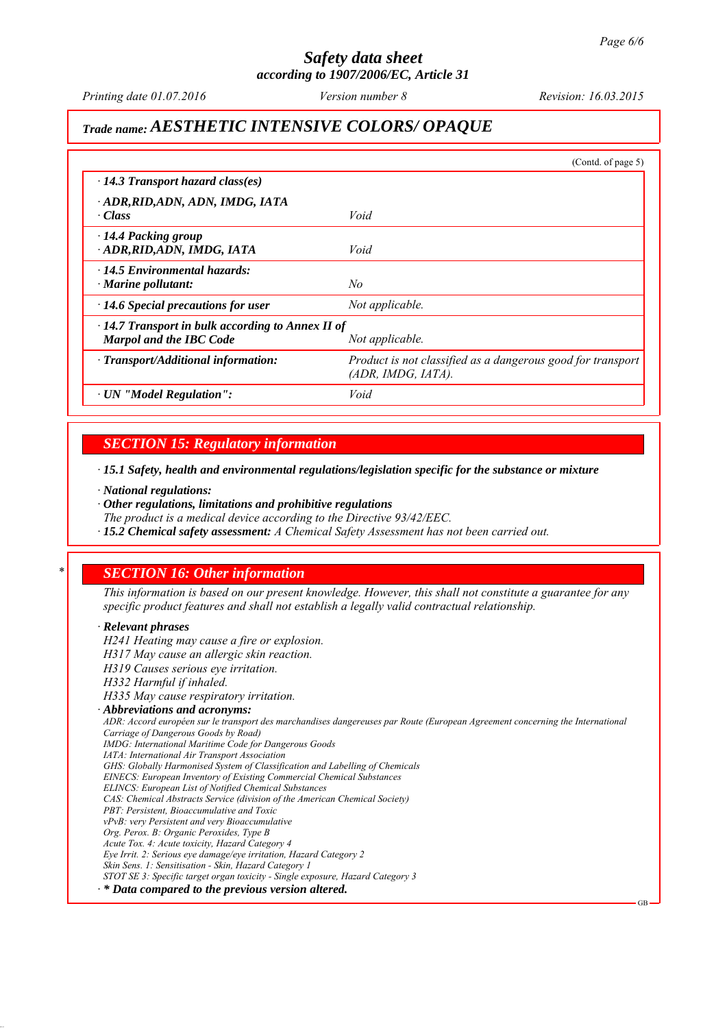## Trade name: AESTHETIC INTENSIVE COLORS/ OPAQUE

(Contd. of page 5)

| | |
|---|---|
| · **14.3 Transport hazard class(es)** | |
| · **ADR,RID,ADN, ADN, IMDG, IATA** · **Class** | *Void* |
| · **14.4 Packing group** · **ADR,RID,ADN, IMDG, IATA** | *Void* |
| · **14.5 Environmental hazards:** · **Marine pollutant:** | *No* |
| · **14.6 Special precautions for user** | *Not applicable.* |
| · **14.7 Transport in bulk according to Annex II of Marpol and the IBC Code** | *Not applicable.* |
| · **Transport/Additional information:** | *Product is not classified as a dangerous good for transport (ADR, IMDG, IATA).* |
| · **UN "Model Regulation":** | *Void* |

## SECTION 15: Regulatory information

· **15.1 Safety, health and environmental regulations/legislation specific for the substance or mixture**

· **National regulations:**

· **Other regulations, limitations and prohibitive regulations**

*The product is a medical device according to the Directive 93/42/EEC.*

· **15.2 Chemical safety assessment:** *A Chemical Safety Assessment has not been carried out.*

## * SECTION 16: Other information

*This information is based on our present knowledge. However, this shall not constitute a guarantee for any specific product features and shall not establish a legally valid contractual relationship.*

· **Relevant phrases**

*H241 Heating may cause a fire or explosion.*
*H317 May cause an allergic skin reaction.*
*H319 Causes serious eye irritation.*
*H332 Harmful if inhaled.*
*H335 May cause respiratory irritation.*

· **Abbreviations and acronyms:**

*ADR: Accord européen sur le transport des marchandises dangereuses par Route (European Agreement concerning the International Carriage of Dangerous Goods by Road)*
*IMDG: International Maritime Code for Dangerous Goods*
*IATA: International Air Transport Association*
*GHS: Globally Harmonised System of Classification and Labelling of Chemicals*
*EINECS: European Inventory of Existing Commercial Chemical Substances*
*ELINCS: European List of Notified Chemical Substances*
*CAS: Chemical Abstracts Service (division of the American Chemical Society)*
*PBT: Persistent, Bioaccumulative and Toxic*
*vPvB: very Persistent and very Bioaccumulative*
*Org. Perox. B: Organic Peroxides, Type B*
*Acute Tox. 4: Acute toxicity, Hazard Category 4*
*Eye Irrit. 2: Serious eye damage/eye irritation, Hazard Category 2*
*Skin Sens. 1: Sensitisation - Skin, Hazard Category 1*
*STOT SE 3: Specific target organ toxicity - Single exposure, Hazard Category 3*

· **\* Data compared to the previous version altered.**